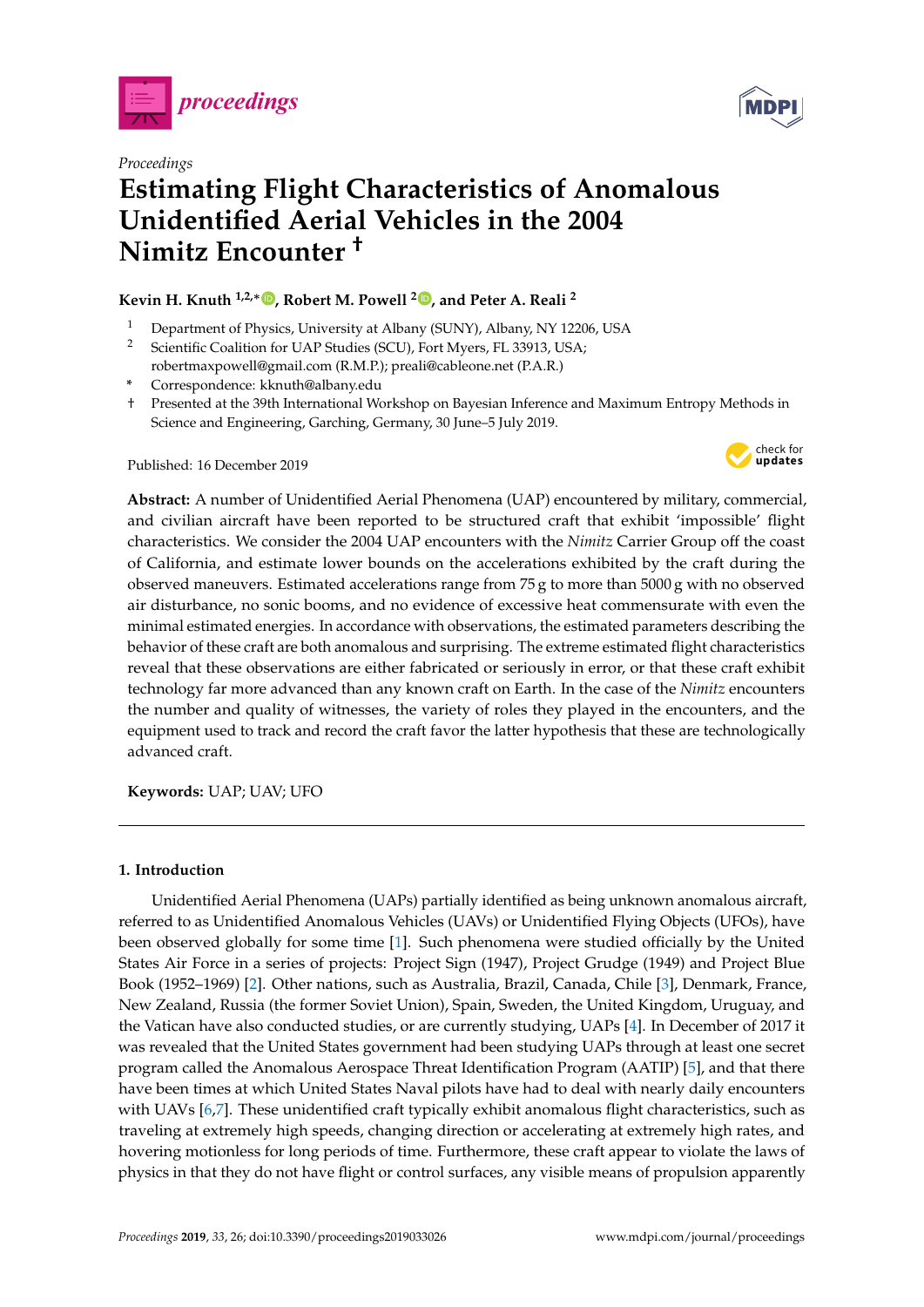*Proceedings*

# Estimating Flight Characteristics of Anomalous Unidentified Aerial Vehicles in the 2004 Nimitz Encounter †

**Kevin H. Knuth [1,2,*], Robert M. Powell [2], and Peter A. Reali [2]**

1. Department of Physics, University at Albany (SUNY), Albany, NY 12206, USA
2. Scientific Coalition for UAP Studies (SCU), Fort Myers, FL 33913, USA; robertmaxpowell@gmail.com (R.M.P.); preali@cableone.net (P.A.R.)

\* Correspondence: kknuth@albany.edu

† Presented at the 39th International Workshop on Bayesian Inference and Maximum Entropy Methods in Science and Engineering, Garching, Germany, 30 June–5 July 2019.

Published: 16 December 2019

**Abstract:** A number of Unidentified Aerial Phenomena (UAP) encountered by military, commercial, and civilian aircraft have been reported to be structured craft that exhibit 'impossible' flight characteristics. We consider the 2004 UAP encounters with the *Nimitz* Carrier Group off the coast of California, and estimate lower bounds on the accelerations exhibited by the craft during the observed maneuvers. Estimated accelerations range from 75 g to more than 5000 g with no observed air disturbance, no sonic booms, and no evidence of excessive heat commensurate with even the minimal estimated energies. In accordance with observations, the estimated parameters describing the behavior of these craft are both anomalous and surprising. The extreme estimated flight characteristics reveal that these observations are either fabricated or seriously in error, or that these craft exhibit technology far more advanced than any known craft on Earth. In the case of the *Nimitz* encounters the number and quality of witnesses, the variety of roles they played in the encounters, and the equipment used to track and record the craft favor the latter hypothesis that these are technologically advanced craft.

**Keywords:** UAP; UAV; UFO

## 1. Introduction

Unidentified Aerial Phenomena (UAPs) partially identified as being unknown anomalous aircraft, referred to as Unidentified Anomalous Vehicles (UAVs) or Unidentified Flying Objects (UFOs), have been observed globally for some time [1]. Such phenomena were studied officially by the United States Air Force in a series of projects: Project Sign (1947), Project Grudge (1949) and Project Blue Book (1952–1969) [2]. Other nations, such as Australia, Brazil, Canada, Chile [3], Denmark, France, New Zealand, Russia (the former Soviet Union), Spain, Sweden, the United Kingdom, Uruguay, and the Vatican have also conducted studies, or are currently studying, UAPs [4]. In December of 2017 it was revealed that the United States government had been studying UAPs through at least one secret program called the Anomalous Aerospace Threat Identification Program (AATIP) [5], and that there have been times at which United States Naval pilots have had to deal with nearly daily encounters with UAVs [6,7]. These unidentified craft typically exhibit anomalous flight characteristics, such as traveling at extremely high speeds, changing direction or accelerating at extremely high rates, and hovering motionless for long periods of time. Furthermore, these craft appear to violate the laws of physics in that they do not have flight or control surfaces, any visible means of propulsion apparently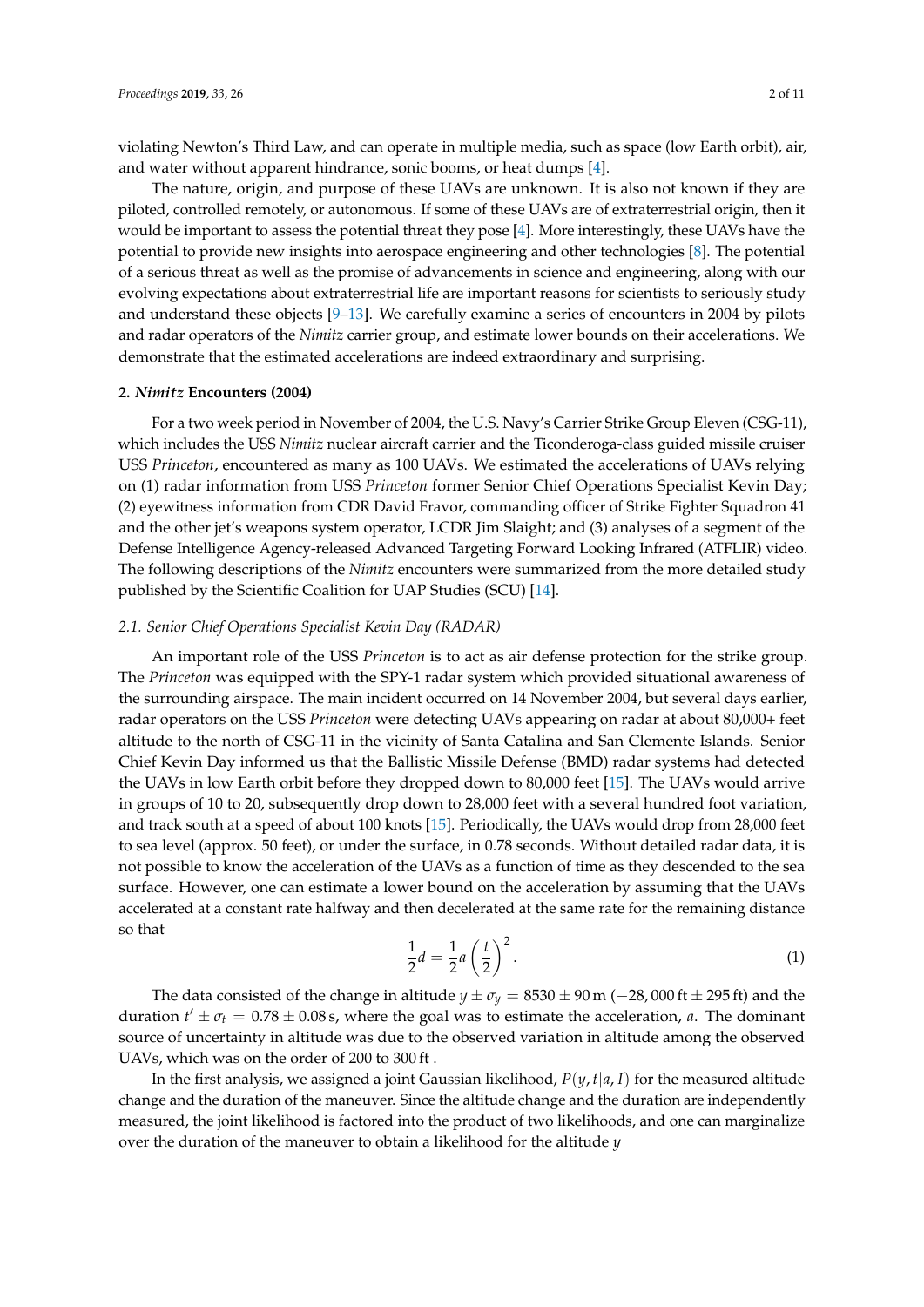violating Newton's Third Law, and can operate in multiple media, such as space (low Earth orbit), air, and water without apparent hindrance, sonic booms, or heat dumps [4].

The nature, origin, and purpose of these UAVs are unknown. It is also not known if they are piloted, controlled remotely, or autonomous. If some of these UAVs are of extraterrestrial origin, then it would be important to assess the potential threat they pose [4]. More interestingly, these UAVs have the potential to provide new insights into aerospace engineering and other technologies [8]. The potential of a serious threat as well as the promise of advancements in science and engineering, along with our evolving expectations about extraterrestrial life are important reasons for scientists to seriously study and understand these objects [9–13]. We carefully examine a series of encounters in 2004 by pilots and radar operators of the *Nimitz* carrier group, and estimate lower bounds on their accelerations. We demonstrate that the estimated accelerations are indeed extraordinary and surprising.

## 2. *Nimitz* Encounters (2004)

For a two week period in November of 2004, the U.S. Navy's Carrier Strike Group Eleven (CSG-11), which includes the USS *Nimitz* nuclear aircraft carrier and the Ticonderoga-class guided missile cruiser USS *Princeton*, encountered as many as 100 UAVs. We estimated the accelerations of UAVs relying on (1) radar information from USS *Princeton* former Senior Chief Operations Specialist Kevin Day; (2) eyewitness information from CDR David Fravor, commanding officer of Strike Fighter Squadron 41 and the other jet's weapons system operator, LCDR Jim Slaight; and (3) analyses of a segment of the Defense Intelligence Agency-released Advanced Targeting Forward Looking Infrared (ATFLIR) video. The following descriptions of the *Nimitz* encounters were summarized from the more detailed study published by the Scientific Coalition for UAP Studies (SCU) [14].

### *2.1. Senior Chief Operations Specialist Kevin Day (RADAR)*

An important role of the USS *Princeton* is to act as air defense protection for the strike group. The *Princeton* was equipped with the SPY-1 radar system which provided situational awareness of the surrounding airspace. The main incident occurred on 14 November 2004, but several days earlier, radar operators on the USS *Princeton* were detecting UAVs appearing on radar at about 80,000+ feet altitude to the north of CSG-11 in the vicinity of Santa Catalina and San Clemente Islands. Senior Chief Kevin Day informed us that the Ballistic Missile Defense (BMD) radar systems had detected the UAVs in low Earth orbit before they dropped down to 80,000 feet [15]. The UAVs would arrive in groups of 10 to 20, subsequently drop down to 28,000 feet with a several hundred foot variation, and track south at a speed of about 100 knots [15]. Periodically, the UAVs would drop from 28,000 feet to sea level (approx. 50 feet), or under the surface, in 0.78 seconds. Without detailed radar data, it is not possible to know the acceleration of the UAVs as a function of time as they descended to the sea surface. However, one can estimate a lower bound on the acceleration by assuming that the UAVs accelerated at a constant rate halfway and then decelerated at the same rate for the remaining distance so that

$$\frac{1}{2}d = \frac{1}{2}a\left(\frac{t}{2}\right)^2. \tag{1}$$

The data consisted of the change in altitude $y \pm \sigma_y = 8530 \pm 90\,\mathrm{m}$ ($-28,000\,\mathrm{ft} \pm 295\,\mathrm{ft}$) and the duration $t' \pm \sigma_t = 0.78 \pm 0.08\,\mathrm{s}$, where the goal was to estimate the acceleration, $a$. The dominant source of uncertainty in altitude was due to the observed variation in altitude among the observed UAVs, which was on the order of 200 to 300 ft .

In the first analysis, we assigned a joint Gaussian likelihood, $P(y, t|a, I)$ for the measured altitude change and the duration of the maneuver. Since the altitude change and the duration are independently measured, the joint likelihood is factored into the product of two likelihoods, and one can marginalize over the duration of the maneuver to obtain a likelihood for the altitude $y$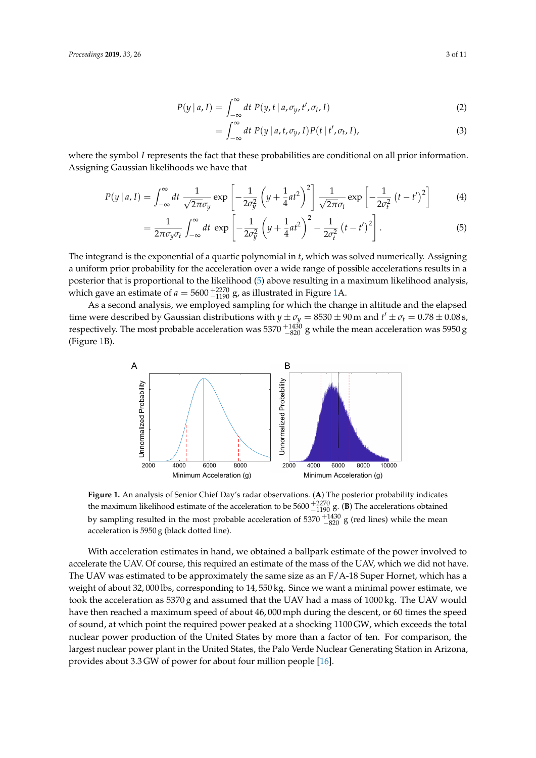$$P(y \mid a, I) = \int_{-\infty}^{\infty} dt \; P(y, t \mid a, \sigma_y, t', \sigma_t, I) \tag{2}$$

$$= \int_{-\infty}^{\infty} dt \; P(y \mid a, t, \sigma_y, I) P(t \mid t', \sigma_t, I), \tag{3}$$

where the symbol $I$ represents the fact that these probabilities are conditional on all prior information. Assigning Gaussian likelihoods we have that

$$P(y \mid a, I) = \int_{-\infty}^{\infty} dt \; \frac{1}{\sqrt{2\pi}\sigma_y} \exp\left[-\frac{1}{2\sigma_y^2}\left(y + \frac{1}{4}at^2\right)^2\right] \frac{1}{\sqrt{2\pi}\sigma_t} \exp\left[-\frac{1}{2\sigma_t^2}\left(t - t'\right)^2\right] \tag{4}$$

$$= \frac{1}{2\pi\sigma_y\sigma_t} \int_{-\infty}^{\infty} dt \; \exp\left[-\frac{1}{2\sigma_y^2}\left(y + \frac{1}{4}at^2\right)^2 - \frac{1}{2\sigma_t^2}\left(t - t'\right)^2\right]. \tag{5}$$

The integrand is the exponential of a quartic polynomial in $t$, which was solved numerically. Assigning a uniform prior probability for the acceleration over a wide range of possible accelerations results in a posterior that is proportional to the likelihood (5) above resulting in a maximum likelihood analysis, which gave an estimate of $a = 5600\,^{+2270}_{-1190}$ g, as illustrated in Figure 1A.

As a second analysis, we employed sampling for which the change in altitude and the elapsed time were described by Gaussian distributions with $y \pm \sigma_y = 8530 \pm 90$ m and $t' \pm \sigma_t = 0.78 \pm 0.08$ s, respectively. The most probable acceleration was $5370\,^{+1430}_{-820}$ g while the mean acceleration was 5950 g (Figure 1B).

**Figure 1.** An analysis of Senior Chief Day's radar observations. (**A**) The posterior probability indicates the maximum likelihood estimate of the acceleration to be $5600\,^{+2270}_{-1190}$ g. (**B**) The accelerations obtained by sampling resulted in the most probable acceleration of $5370\,^{+1430}_{-820}$ g (red lines) while the mean acceleration is 5950 g (black dotted line).

With acceleration estimates in hand, we obtained a ballpark estimate of the power involved to accelerate the UAV. Of course, this required an estimate of the mass of the UAV, which we did not have. The UAV was estimated to be approximately the same size as an F/A-18 Super Hornet, which has a weight of about 32,000 lbs, corresponding to 14,550 kg. Since we want a minimal power estimate, we took the acceleration as 5370 g and assumed that the UAV had a mass of 1000 kg. The UAV would have then reached a maximum speed of about 46,000 mph during the descent, or 60 times the speed of sound, at which point the required power peaked at a shocking 1100 GW, which exceeds the total nuclear power production of the United States by more than a factor of ten. For comparison, the largest nuclear power plant in the United States, the Palo Verde Nuclear Generating Station in Arizona, provides about 3.3 GW of power for about four million people [16].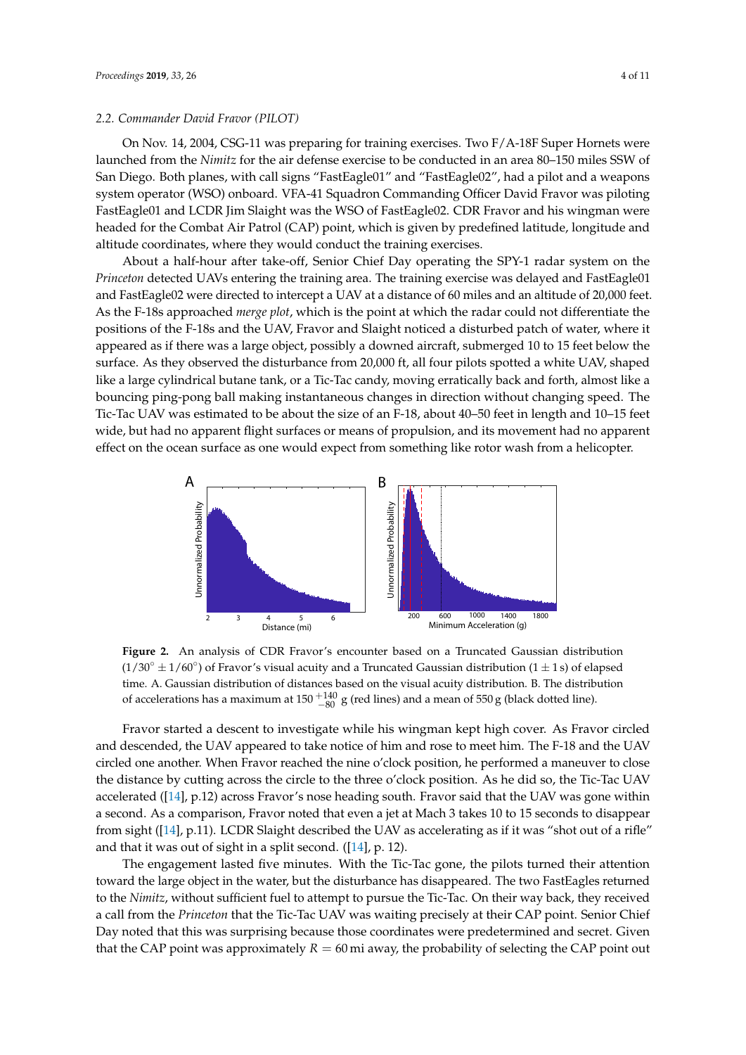### 2.2. Commander David Fravor (PILOT)

On Nov. 14, 2004, CSG-11 was preparing for training exercises. Two F/A-18F Super Hornets were launched from the *Nimitz* for the air defense exercise to be conducted in an area 80–150 miles SSW of San Diego. Both planes, with call signs "FastEagle01" and "FastEagle02", had a pilot and a weapons system operator (WSO) onboard. VFA-41 Squadron Commanding Officer David Fravor was piloting FastEagle01 and LCDR Jim Slaight was the WSO of FastEagle02. CDR Fravor and his wingman were headed for the Combat Air Patrol (CAP) point, which is given by predefined latitude, longitude and altitude coordinates, where they would conduct the training exercises.

About a half-hour after take-off, Senior Chief Day operating the SPY-1 radar system on the *Princeton* detected UAVs entering the training area. The training exercise was delayed and FastEagle01 and FastEagle02 were directed to intercept a UAV at a distance of 60 miles and an altitude of 20,000 feet. As the F-18s approached *merge plot*, which is the point at which the radar could not differentiate the positions of the F-18s and the UAV, Fravor and Slaight noticed a disturbed patch of water, where it appeared as if there was a large object, possibly a downed aircraft, submerged 10 to 15 feet below the surface. As they observed the disturbance from 20,000 ft, all four pilots spotted a white UAV, shaped like a large cylindrical butane tank, or a Tic-Tac candy, moving erratically back and forth, almost like a bouncing ping-pong ball making instantaneous changes in direction without changing speed. The Tic-Tac UAV was estimated to be about the size of an F-18, about 40–50 feet in length and 10–15 feet wide, but had no apparent flight surfaces or means of propulsion, and its movement had no apparent effect on the ocean surface as one would expect from something like rotor wash from a helicopter.

**Figure 2.** An analysis of CDR Fravor's encounter based on a Truncated Gaussian distribution ($1/30^{\circ} \pm 1/60^{\circ}$) of Fravor's visual acuity and a Truncated Gaussian distribution ($1 \pm 1$ s) of elapsed time. A. Gaussian distribution of distances based on the visual acuity distribution. B. The distribution of accelerations has a maximum at $150\,^{+140}_{-80}$ g (red lines) and a mean of 550 g (black dotted line).

Fravor started a descent to investigate while his wingman kept high cover. As Fravor circled and descended, the UAV appeared to take notice of him and rose to meet him. The F-18 and the UAV circled one another. When Fravor reached the nine o'clock position, he performed a maneuver to close the distance by cutting across the circle to the three o'clock position. As he did so, the Tic-Tac UAV accelerated ([14], p.12) across Fravor's nose heading south. Fravor said that the UAV was gone within a second. As a comparison, Fravor noted that even a jet at Mach 3 takes 10 to 15 seconds to disappear from sight ([14], p.11). LCDR Slaight described the UAV as accelerating as if it was "shot out of a rifle" and that it was out of sight in a split second. ([14], p. 12).

The engagement lasted five minutes. With the Tic-Tac gone, the pilots turned their attention toward the large object in the water, but the disturbance has disappeared. The two FastEagles returned to the *Nimitz*, without sufficient fuel to attempt to pursue the Tic-Tac. On their way back, they received a call from the *Princeton* that the Tic-Tac UAV was waiting precisely at their CAP point. Senior Chief Day noted that this was surprising because those coordinates were predetermined and secret. Given that the CAP point was approximately $R = 60$ mi away, the probability of selecting the CAP point out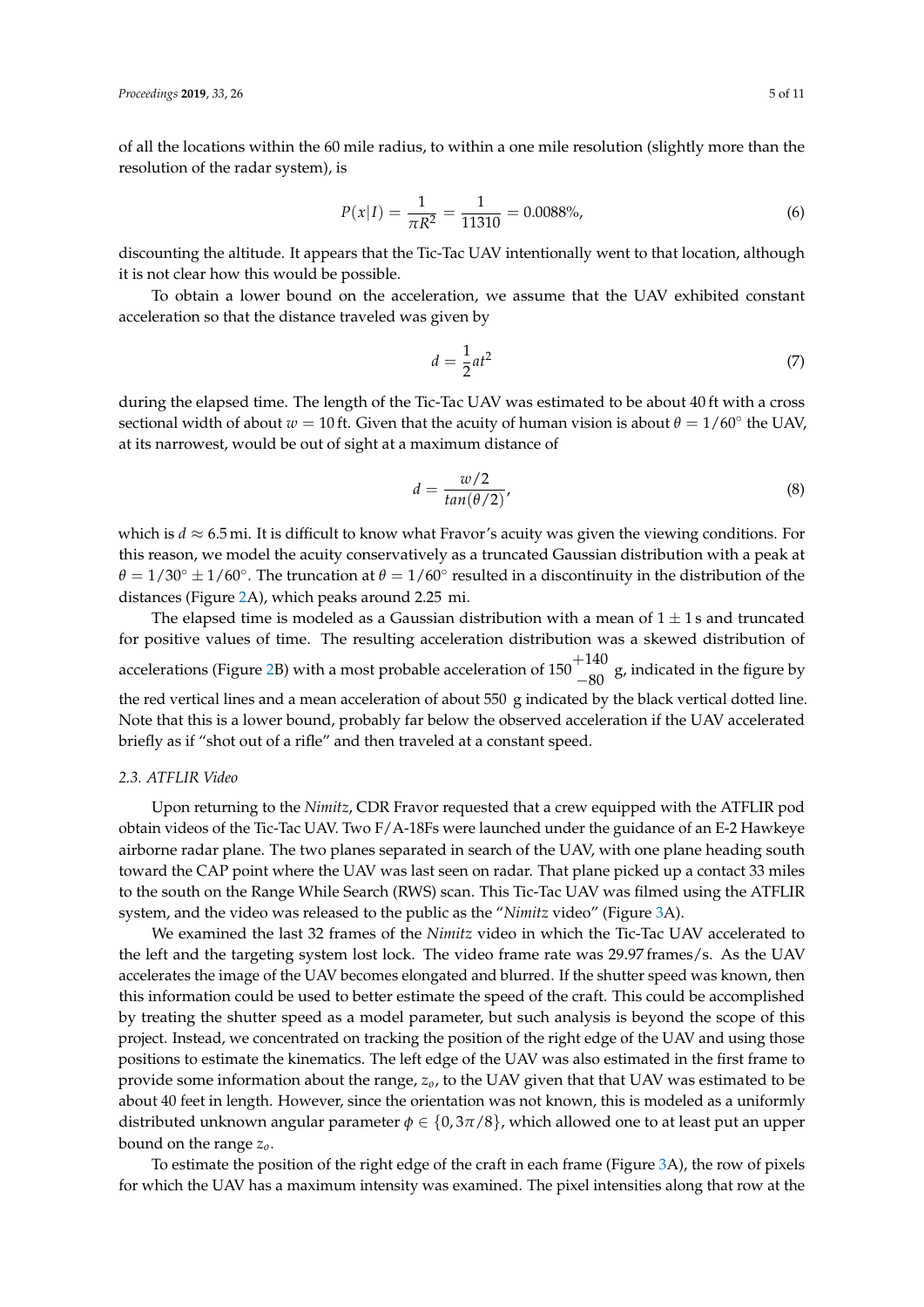of all the locations within the 60 mile radius, to within a one mile resolution (slightly more than the resolution of the radar system), is

$$P(x|I) = \frac{1}{\pi R^2} = \frac{1}{11310} = 0.0088\%, \tag{6}$$

discounting the altitude. It appears that the Tic-Tac UAV intentionally went to that location, although it is not clear how this would be possible.

To obtain a lower bound on the acceleration, we assume that the UAV exhibited constant acceleration so that the distance traveled was given by

$$d = \frac{1}{2}at^2 \tag{7}$$

during the elapsed time. The length of the Tic-Tac UAV was estimated to be about 40 ft with a cross sectional width of about $w = 10$ ft. Given that the acuity of human vision is about $\theta = 1/60^{\circ}$ the UAV, at its narrowest, would be out of sight at a maximum distance of

$$d = \frac{w/2}{tan(\theta/2)}, \tag{8}$$

which is $d \approx 6.5$ mi. It is difficult to know what Fravor's acuity was given the viewing conditions. For this reason, we model the acuity conservatively as a truncated Gaussian distribution with a peak at $\theta = 1/30^{\circ} \pm 1/60^{\circ}$. The truncation at $\theta = 1/60^{\circ}$ resulted in a discontinuity in the distribution of the distances (Figure 2A), which peaks around 2.25 mi.

The elapsed time is modeled as a Gaussian distribution with a mean of $1 \pm 1$ s and truncated for positive values of time. The resulting acceleration distribution was a skewed distribution of accelerations (Figure 2B) with a most probable acceleration of $150^{+140}_{-80}$ g, indicated in the figure by the red vertical lines and a mean acceleration of about 550 g indicated by the black vertical dotted line. Note that this is a lower bound, probably far below the observed acceleration if the UAV accelerated briefly as if "shot out of a rifle" and then traveled at a constant speed.

### 2.3. ATFLIR Video

Upon returning to the *Nimitz*, CDR Fravor requested that a crew equipped with the ATFLIR pod obtain videos of the Tic-Tac UAV. Two F/A-18Fs were launched under the guidance of an E-2 Hawkeye airborne radar plane. The two planes separated in search of the UAV, with one plane heading south toward the CAP point where the UAV was last seen on radar. That plane picked up a contact 33 miles to the south on the Range While Search (RWS) scan. This Tic-Tac UAV was filmed using the ATFLIR system, and the video was released to the public as the "*Nimitz* video" (Figure 3A).

We examined the last 32 frames of the *Nimitz* video in which the Tic-Tac UAV accelerated to the left and the targeting system lost lock. The video frame rate was 29.97 frames/s. As the UAV accelerates the image of the UAV becomes elongated and blurred. If the shutter speed was known, then this information could be used to better estimate the speed of the craft. This could be accomplished by treating the shutter speed as a model parameter, but such analysis is beyond the scope of this project. Instead, we concentrated on tracking the position of the right edge of the UAV and using those positions to estimate the kinematics. The left edge of the UAV was also estimated in the first frame to provide some information about the range, $z_o$, to the UAV given that that UAV was estimated to be about 40 feet in length. However, since the orientation was not known, this is modeled as a uniformly distributed unknown angular parameter $\phi \in \{0, 3\pi/8\}$, which allowed one to at least put an upper bound on the range $z_o$.

To estimate the position of the right edge of the craft in each frame (Figure 3A), the row of pixels for which the UAV has a maximum intensity was examined. The pixel intensities along that row at the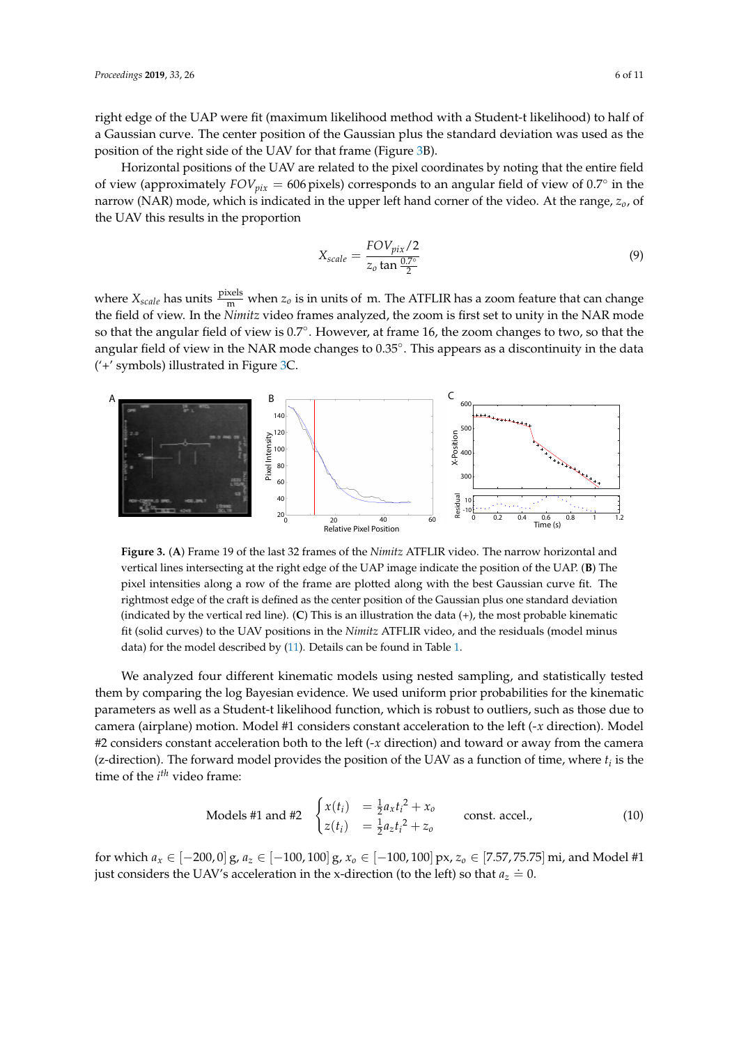right edge of the UAP were fit (maximum likelihood method with a Student-t likelihood) to half of a Gaussian curve. The center position of the Gaussian plus the standard deviation was used as the position of the right side of the UAV for that frame (Figure 3B).

Horizontal positions of the UAV are related to the pixel coordinates by noting that the entire field of view (approximately $FOV_{pix} = 606$ pixels) corresponds to an angular field of view of 0.7° in the narrow (NAR) mode, which is indicated in the upper left hand corner of the video. At the range, $z_o$, of the UAV this results in the proportion

$$X_{scale} = \frac{FOV_{pix}/2}{z_o \tan \frac{0.7°}{2}} \tag{9}$$

where $X_{scale}$ has units $\frac{\text{pixels}}{\text{m}}$ when $z_o$ is in units of m. The ATFLIR has a zoom feature that can change the field of view. In the *Nimitz* video frames analyzed, the zoom is first set to unity in the NAR mode so that the angular field of view is 0.7°. However, at frame 16, the zoom changes to two, so that the angular field of view in the NAR mode changes to 0.35°. This appears as a discontinuity in the data ('+' symbols) illustrated in Figure 3C.

**Figure 3.** (**A**) Frame 19 of the last 32 frames of the *Nimitz* ATFLIR video. The narrow horizontal and vertical lines intersecting at the right edge of the UAP image indicate the position of the UAP. (**B**) The pixel intensities along a row of the frame are plotted along with the best Gaussian curve fit. The rightmost edge of the craft is defined as the center position of the Gaussian plus one standard deviation (indicated by the vertical red line). (**C**) This is an illustration the data (+), the most probable kinematic fit (solid curves) to the UAV positions in the *Nimitz* ATFLIR video, and the residuals (model minus data) for the model described by (11). Details can be found in Table 1.

We analyzed four different kinematic models using nested sampling, and statistically tested them by comparing the log Bayesian evidence. We used uniform prior probabilities for the kinematic parameters as well as a Student-t likelihood function, which is robust to outliers, such as those due to camera (airplane) motion. Model #1 considers constant acceleration to the left (-$x$ direction). Model #2 considers constant acceleration both to the left (-$x$ direction) and toward or away from the camera (z-direction). The forward model provides the position of the UAV as a function of time, where $t_i$ is the time of the $i^{th}$ video frame:

$$\text{Models #1 and #2} \quad \begin{cases} x(t_i) &= \frac{1}{2} a_x {t_i}^2 + x_o \\ z(t_i) &= \frac{1}{2} a_z {t_i}^2 + z_o \end{cases} \quad \text{const. accel.,} \tag{10}$$

for which $a_x \in [-200, 0]$ g, $a_z \in [-100, 100]$ g, $x_o \in [-100, 100]$ px, $z_o \in [7.57, 75.75]$ mi, and Model #1 just considers the UAV's acceleration in the x-direction (to the left) so that $a_z \doteq 0$.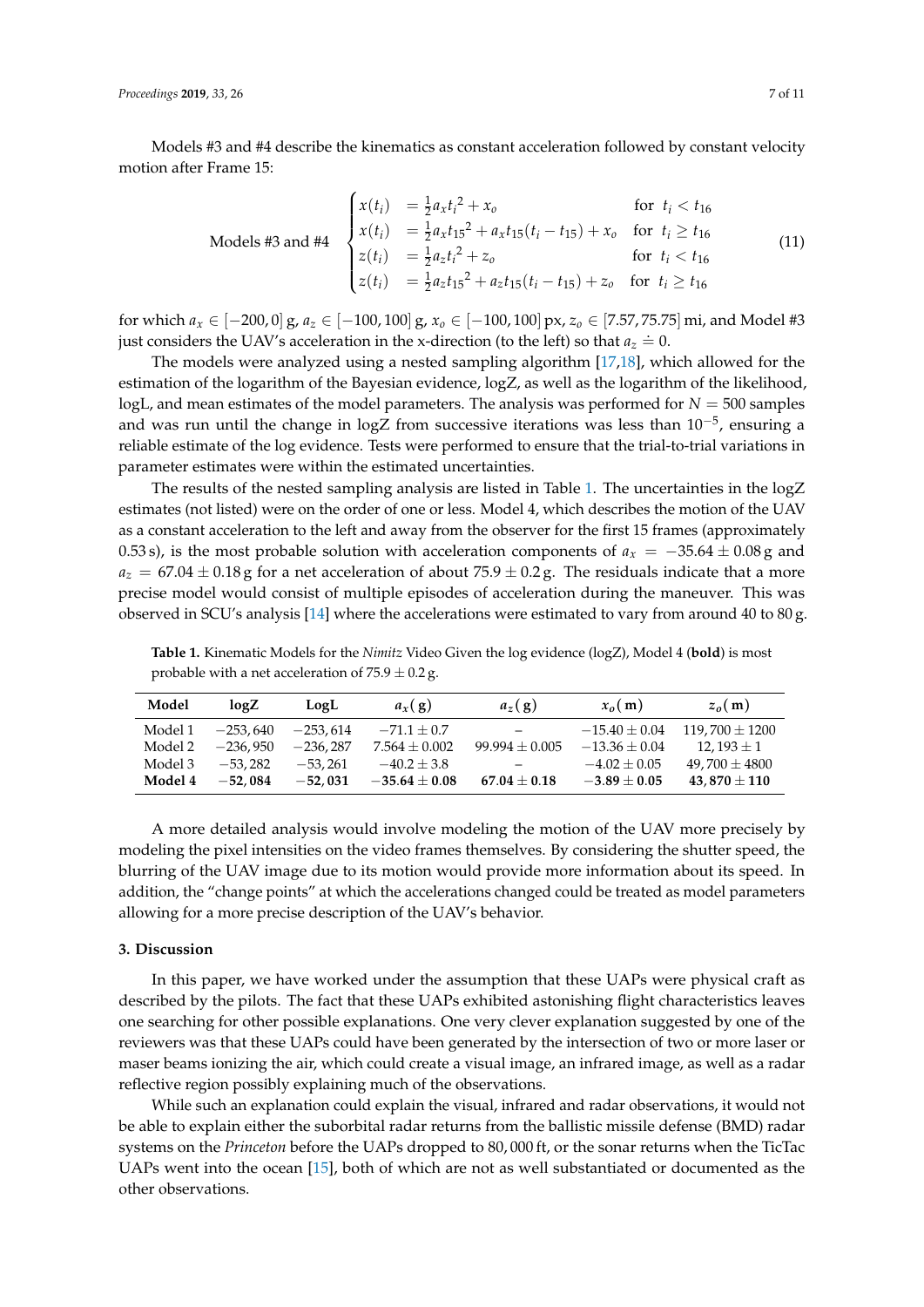Models #3 and #4 describe the kinematics as constant acceleration followed by constant velocity motion after Frame 15:

$$
\text{Models \#3 and \#4} \quad \begin{cases} x(t_i) &= \frac{1}{2}a_x {t_i}^2 + x_o & \text{for } t_i < t_{16} \\ x(t_i) &= \frac{1}{2}a_x {t_{15}}^2 + a_x t_{15}(t_i - t_{15}) + x_o & \text{for } t_i \geq t_{16} \\ z(t_i) &= \frac{1}{2}a_z {t_i}^2 + z_o & \text{for } t_i < t_{16} \\ z(t_i) &= \frac{1}{2}a_z {t_{15}}^2 + a_z t_{15}(t_i - t_{15}) + z_o & \text{for } t_i \geq t_{16} \end{cases} \tag{11}
$$

for which $a_x \in [-200, 0]$ g, $a_z \in [-100, 100]$ g, $x_o \in [-100, 100]$ px, $z_o \in [7.57, 75.75]$ mi, and Model #3 just considers the UAV's acceleration in the x-direction (to the left) so that $a_z \doteq 0$.

The models were analyzed using a nested sampling algorithm [17,18], which allowed for the estimation of the logarithm of the Bayesian evidence, logZ, as well as the logarithm of the likelihood, logL, and mean estimates of the model parameters. The analysis was performed for $N = 500$ samples and was run until the change in logZ from successive iterations was less than $10^{-5}$, ensuring a reliable estimate of the log evidence. Tests were performed to ensure that the trial-to-trial variations in parameter estimates were within the estimated uncertainties.

The results of the nested sampling analysis are listed in Table 1. The uncertainties in the logZ estimates (not listed) were on the order of one or less. Model 4, which describes the motion of the UAV as a constant acceleration to the left and away from the observer for the first 15 frames (approximately 0.53 s), is the most probable solution with acceleration components of $a_x = -35.64 \pm 0.08$ g and $a_z = 67.04 \pm 0.18$ g for a net acceleration of about $75.9 \pm 0.2$ g. The residuals indicate that a more precise model would consist of multiple episodes of acceleration during the maneuver. This was observed in SCU's analysis [14] where the accelerations were estimated to vary from around 40 to 80 g.

**Table 1.** Kinematic Models for the *Nimitz* Video Given the log evidence (logZ), Model 4 (**bold**) is most probable with a net acceleration of $75.9 \pm 0.2$ g.

| Model | logZ | LogL | $a_x$(g) | $a_z$(g) | $x_o$(m) | $z_o$(m) |
|---|---|---|---|---|---|---|
| Model 1 | −253,640 | −253,614 | $-71.1 \pm 0.7$ | – | $-15.40 \pm 0.04$ | $119,700 \pm 1200$ |
| Model 2 | −236,950 | −236,287 | $7.564 \pm 0.002$ | $99.994 \pm 0.005$ | $-13.36 \pm 0.04$ | $12,193 \pm 1$ |
| Model 3 | −53,282 | −53,261 | $-40.2 \pm 3.8$ | – | $-4.02 \pm 0.05$ | $49,700 \pm 4800$ |
| **Model 4** | **−52,084** | **−52,031** | $\mathbf{-35.64 \pm 0.08}$ | $\mathbf{67.04 \pm 0.18}$ | $\mathbf{-3.89 \pm 0.05}$ | $\mathbf{43,870 \pm 110}$ |

A more detailed analysis would involve modeling the motion of the UAV more precisely by modeling the pixel intensities on the video frames themselves. By considering the shutter speed, the blurring of the UAV image due to its motion would provide more information about its speed. In addition, the "change points" at which the accelerations changed could be treated as model parameters allowing for a more precise description of the UAV's behavior.

### 3. Discussion

In this paper, we have worked under the assumption that these UAPs were physical craft as described by the pilots. The fact that these UAPs exhibited astonishing flight characteristics leaves one searching for other possible explanations. One very clever explanation suggested by one of the reviewers was that these UAPs could have been generated by the intersection of two or more laser or maser beams ionizing the air, which could create a visual image, an infrared image, as well as a radar reflective region possibly explaining much of the observations.

While such an explanation could explain the visual, infrared and radar observations, it would not be able to explain either the suborbital radar returns from the ballistic missile defense (BMD) radar systems on the *Princeton* before the UAPs dropped to 80,000 ft, or the sonar returns when the TicTac UAPs went into the ocean [15], both of which are not as well substantiated or documented as the other observations.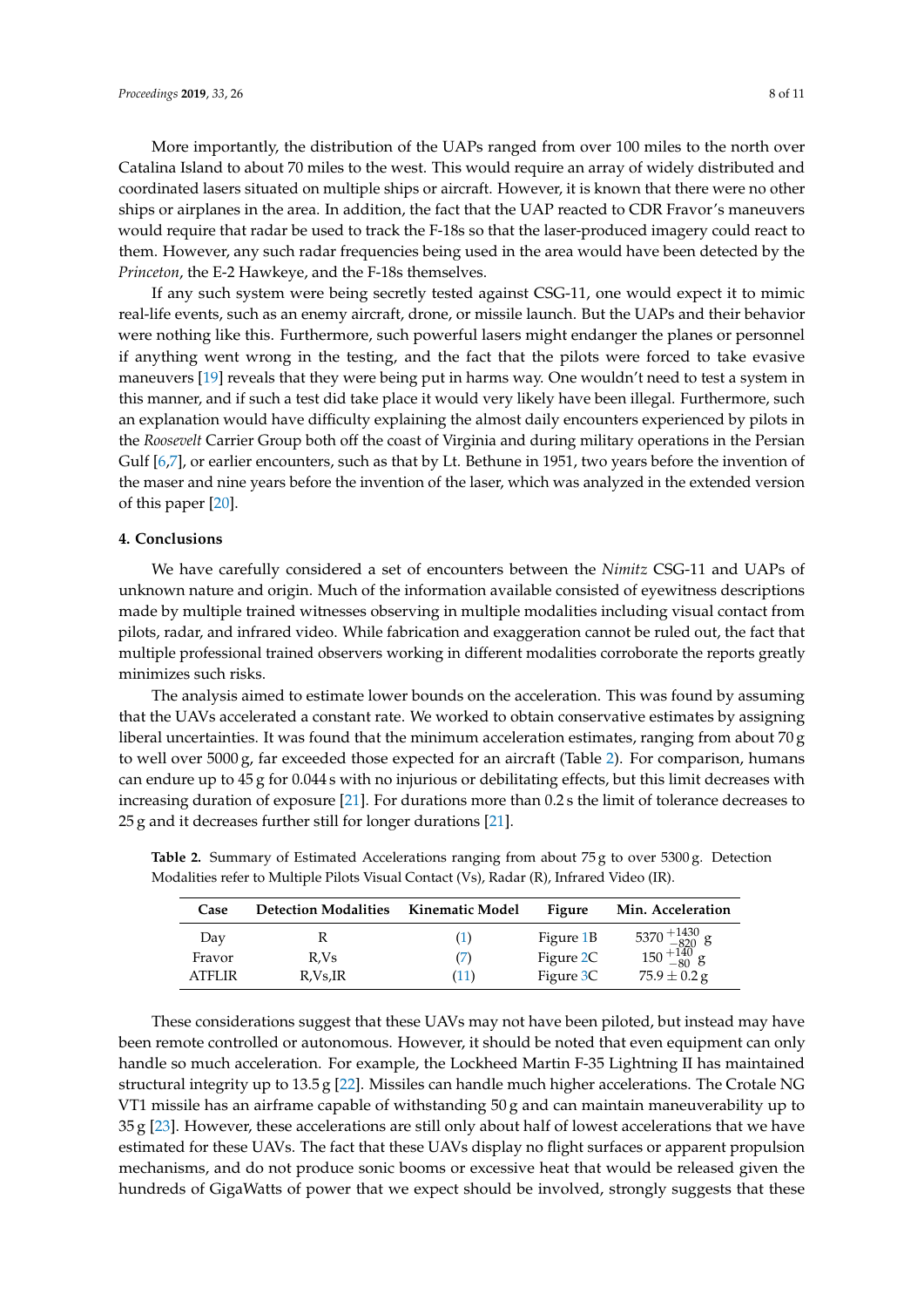More importantly, the distribution of the UAPs ranged from over 100 miles to the north over Catalina Island to about 70 miles to the west. This would require an array of widely distributed and coordinated lasers situated on multiple ships or aircraft. However, it is known that there were no other ships or airplanes in the area. In addition, the fact that the UAP reacted to CDR Fravor's maneuvers would require that radar be used to track the F-18s so that the laser-produced imagery could react to them. However, any such radar frequencies being used in the area would have been detected by the *Princeton*, the E-2 Hawkeye, and the F-18s themselves.

If any such system were being secretly tested against CSG-11, one would expect it to mimic real-life events, such as an enemy aircraft, drone, or missile launch. But the UAPs and their behavior were nothing like this. Furthermore, such powerful lasers might endanger the planes or personnel if anything went wrong in the testing, and the fact that the pilots were forced to take evasive maneuvers [19] reveals that they were being put in harms way. One wouldn't need to test a system in this manner, and if such a test did take place it would very likely have been illegal. Furthermore, such an explanation would have difficulty explaining the almost daily encounters experienced by pilots in the *Roosevelt* Carrier Group both off the coast of Virginia and during military operations in the Persian Gulf [6,7], or earlier encounters, such as that by Lt. Bethune in 1951, two years before the invention of the maser and nine years before the invention of the laser, which was analyzed in the extended version of this paper [20].

## 4. Conclusions

We have carefully considered a set of encounters between the *Nimitz* CSG-11 and UAPs of unknown nature and origin. Much of the information available consisted of eyewitness descriptions made by multiple trained witnesses observing in multiple modalities including visual contact from pilots, radar, and infrared video. While fabrication and exaggeration cannot be ruled out, the fact that multiple professional trained observers working in different modalities corroborate the reports greatly minimizes such risks.

The analysis aimed to estimate lower bounds on the acceleration. This was found by assuming that the UAVs accelerated a constant rate. We worked to obtain conservative estimates by assigning liberal uncertainties. It was found that the minimum acceleration estimates, ranging from about 70 g to well over 5000 g, far exceeded those expected for an aircraft (Table 2). For comparison, humans can endure up to 45 g for 0.044 s with no injurious or debilitating effects, but this limit decreases with increasing duration of exposure [21]. For durations more than 0.2 s the limit of tolerance decreases to 25 g and it decreases further still for longer durations [21].

**Table 2.** Summary of Estimated Accelerations ranging from about 75 g to over 5300 g. Detection Modalities refer to Multiple Pilots Visual Contact (Vs), Radar (R), Infrared Video (IR).

| Case | Detection Modalities | Kinematic Model | Figure | Min. Acceleration |
|---|---|---|---|---|
| Day | R | (1) | Figure 1B | $5370\,^{+1430}_{-820}$ g |
| Fravor | R,Vs | (7) | Figure 2C | $150\,^{+140}_{-80}$ g |
| ATFLIR | R,Vs,IR | (11) | Figure 3C | $75.9 \pm 0.2$ g |

These considerations suggest that these UAVs may not have been piloted, but instead may have been remote controlled or autonomous. However, it should be noted that even equipment can only handle so much acceleration. For example, the Lockheed Martin F-35 Lightning II has maintained structural integrity up to 13.5 g [22]. Missiles can handle much higher accelerations. The Crotale NG VT1 missile has an airframe capable of withstanding 50 g and can maintain maneuverability up to 35 g [23]. However, these accelerations are still only about half of lowest accelerations that we have estimated for these UAVs. The fact that these UAVs display no flight surfaces or apparent propulsion mechanisms, and do not produce sonic booms or excessive heat that would be released given the hundreds of GigaWatts of power that we expect should be involved, strongly suggests that these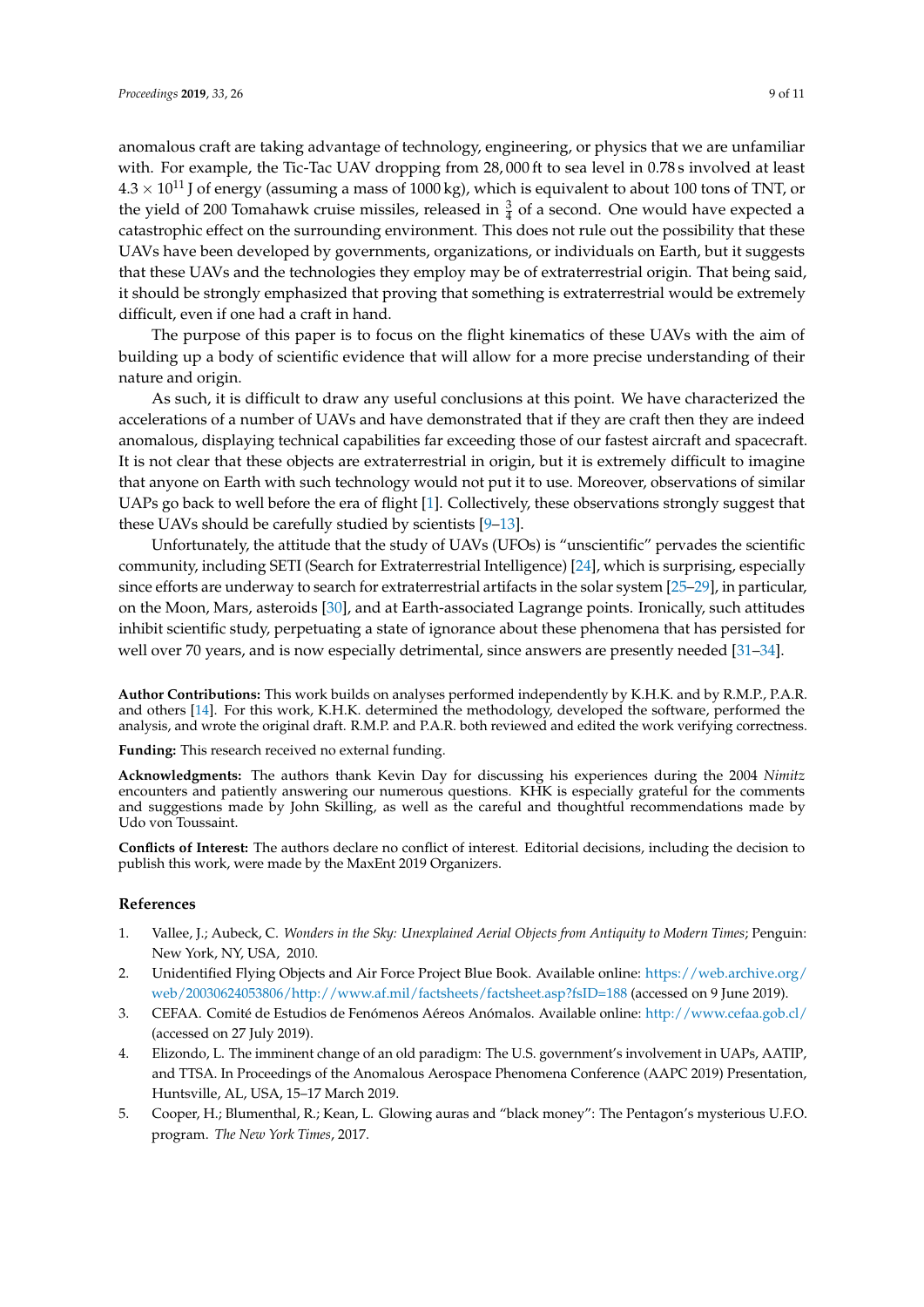anomalous craft are taking advantage of technology, engineering, or physics that we are unfamiliar with. For example, the Tic-Tac UAV dropping from 28,000 ft to sea level in 0.78 s involved at least $4.3 \times 10^{11}$ J of energy (assuming a mass of 1000 kg), which is equivalent to about 100 tons of TNT, or the yield of 200 Tomahawk cruise missiles, released in $\frac{3}{4}$ of a second. One would have expected a catastrophic effect on the surrounding environment. This does not rule out the possibility that these UAVs have been developed by governments, organizations, or individuals on Earth, but it suggests that these UAVs and the technologies they employ may be of extraterrestrial origin. That being said, it should be strongly emphasized that proving that something is extraterrestrial would be extremely difficult, even if one had a craft in hand.

The purpose of this paper is to focus on the flight kinematics of these UAVs with the aim of building up a body of scientific evidence that will allow for a more precise understanding of their nature and origin.

As such, it is difficult to draw any useful conclusions at this point. We have characterized the accelerations of a number of UAVs and have demonstrated that if they are craft then they are indeed anomalous, displaying technical capabilities far exceeding those of our fastest aircraft and spacecraft. It is not clear that these objects are extraterrestrial in origin, but it is extremely difficult to imagine that anyone on Earth with such technology would not put it to use. Moreover, observations of similar UAPs go back to well before the era of flight [1]. Collectively, these observations strongly suggest that these UAVs should be carefully studied by scientists [9–13].

Unfortunately, the attitude that the study of UAVs (UFOs) is "unscientific" pervades the scientific community, including SETI (Search for Extraterrestrial Intelligence) [24], which is surprising, especially since efforts are underway to search for extraterrestrial artifacts in the solar system [25–29], in particular, on the Moon, Mars, asteroids [30], and at Earth-associated Lagrange points. Ironically, such attitudes inhibit scientific study, perpetuating a state of ignorance about these phenomena that has persisted for well over 70 years, and is now especially detrimental, since answers are presently needed [31–34].

**Author Contributions:** This work builds on analyses performed independently by K.H.K. and by R.M.P., P.A.R. and others [14]. For this work, K.H.K. determined the methodology, developed the software, performed the analysis, and wrote the original draft. R.M.P. and P.A.R. both reviewed and edited the work verifying correctness.

**Funding:** This research received no external funding.

**Acknowledgments:** The authors thank Kevin Day for discussing his experiences during the 2004 *Nimitz* encounters and patiently answering our numerous questions. KHK is especially grateful for the comments and suggestions made by John Skilling, as well as the careful and thoughtful recommendations made by Udo von Toussaint.

**Conflicts of Interest:** The authors declare no conflict of interest. Editorial decisions, including the decision to publish this work, were made by the MaxEnt 2019 Organizers.

## References

1. Vallee, J.; Aubeck, C. *Wonders in the Sky: Unexplained Aerial Objects from Antiquity to Modern Times*; Penguin: New York, NY, USA, 2010.
2. Unidentified Flying Objects and Air Force Project Blue Book. Available online: https://web.archive.org/web/20030624053806/http://www.af.mil/factsheets/factsheet.asp?fsID=188 (accessed on 9 June 2019).
3. CEFAA. Comité de Estudios de Fenómenos Aéreos Anómalos. Available online: http://www.cefaa.gob.cl/ (accessed on 27 July 2019).
4. Elizondo, L. The imminent change of an old paradigm: The U.S. government's involvement in UAPs, AATIP, and TTSA. In Proceedings of the Anomalous Aerospace Phenomena Conference (AAPC 2019) Presentation, Huntsville, AL, USA, 15–17 March 2019.
5. Cooper, H.; Blumenthal, R.; Kean, L. Glowing auras and "black money": The Pentagon's mysterious U.F.O. program. *The New York Times*, 2017.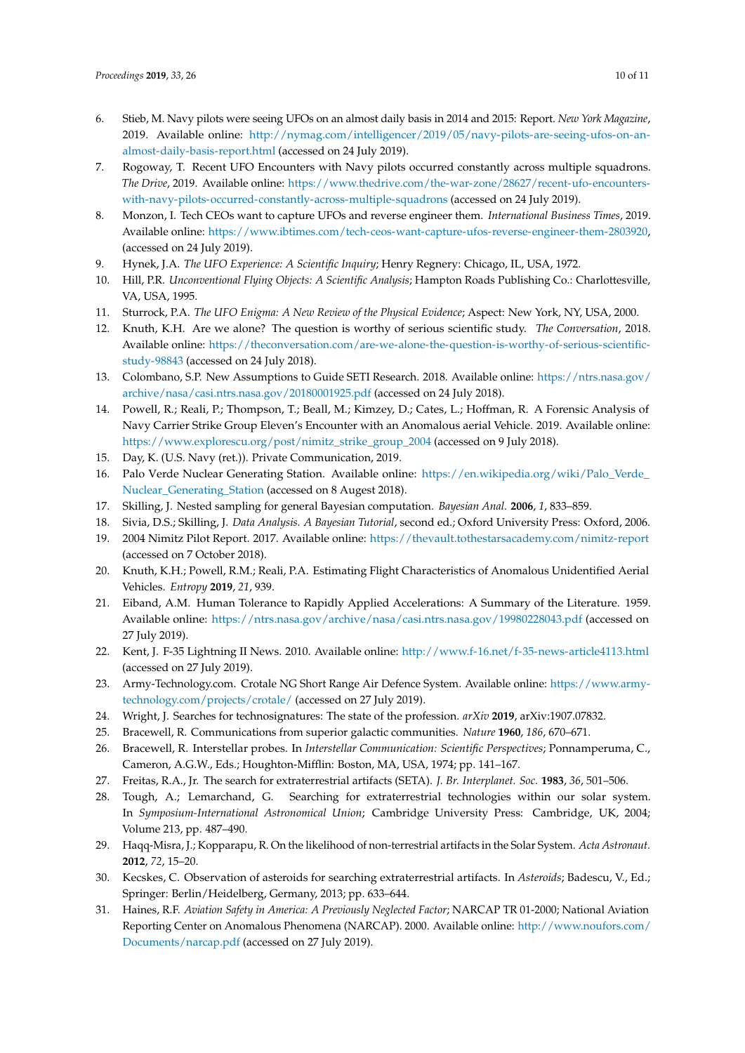6. Stieb, M. Navy pilots were seeing UFOs on an almost daily basis in 2014 and 2015: Report. *New York Magazine*, 2019. Available online: http://nymag.com/intelligencer/2019/05/navy-pilots-are-seeing-ufos-on-an-almost-daily-basis-report.html (accessed on 24 July 2019).
7. Rogoway, T. Recent UFO Encounters with Navy pilots occurred constantly across multiple squadrons. *The Drive*, 2019. Available online: https://www.thedrive.com/the-war-zone/28627/recent-ufo-encounters-with-navy-pilots-occurred-constantly-across-multiple-squadrons (accessed on 24 July 2019).
8. Monzon, I. Tech CEOs want to capture UFOs and reverse engineer them. *International Business Times*, 2019. Available online: https://www.ibtimes.com/tech-ceos-want-capture-ufos-reverse-engineer-them-2803920, (accessed on 24 July 2019).
9. Hynek, J.A. *The UFO Experience: A Scientific Inquiry*; Henry Regnery: Chicago, IL, USA, 1972.
10. Hill, P.R. *Unconventional Flying Objects: A Scientific Analysis*; Hampton Roads Publishing Co.: Charlottesville, VA, USA, 1995.
11. Sturrock, P.A. *The UFO Enigma: A New Review of the Physical Evidence*; Aspect: New York, NY, USA, 2000.
12. Knuth, K.H. Are we alone? The question is worthy of serious scientific study. *The Conversation*, 2018. Available online: https://theconversation.com/are-we-alone-the-question-is-worthy-of-serious-scientific-study-98843 (accessed on 24 July 2018).
13. Colombano, S.P. New Assumptions to Guide SETI Research. 2018. Available online: https://ntrs.nasa.gov/archive/nasa/casi.ntrs.nasa.gov/20180001925.pdf (accessed on 24 July 2018).
14. Powell, R.; Reali, P.; Thompson, T.; Beall, M.; Kimzey, D.; Cates, L.; Hoffman, R. A Forensic Analysis of Navy Carrier Strike Group Eleven's Encounter with an Anomalous aerial Vehicle. 2019. Available online: https://www.explorescu.org/post/nimitz_strike_group_2004 (accessed on 9 July 2018).
15. Day, K. (U.S. Navy (ret.)). Private Communication, 2019.
16. Palo Verde Nuclear Generating Station. Available online: https://en.wikipedia.org/wiki/Palo_Verde_Nuclear_Generating_Station (accessed on 8 Augest 2018).
17. Skilling, J. Nested sampling for general Bayesian computation. *Bayesian Anal.* **2006**, *1*, 833–859.
18. Sivia, D.S.; Skilling, J. *Data Analysis. A Bayesian Tutorial*, second ed.; Oxford University Press: Oxford, 2006.
19. 2004 Nimitz Pilot Report. 2017. Available online: https://thevault.tothestarsacademy.com/nimitz-report (accessed on 7 October 2018).
20. Knuth, K.H.; Powell, R.M.; Reali, P.A. Estimating Flight Characteristics of Anomalous Unidentified Aerial Vehicles. *Entropy* **2019**, *21*, 939.
21. Eiband, A.M. Human Tolerance to Rapidly Applied Accelerations: A Summary of the Literature. 1959. Available online: https://ntrs.nasa.gov/archive/nasa/casi.ntrs.nasa.gov/19980228043.pdf (accessed on 27 July 2019).
22. Kent, J. F-35 Lightning II News. 2010. Available online: http://www.f-16.net/f-35-news-article4113.html (accessed on 27 July 2019).
23. Army-Technology.com. Crotale NG Short Range Air Defence System. Available online: https://www.army-technology.com/projects/crotale/ (accessed on 27 July 2019).
24. Wright, J. Searches for technosignatures: The state of the profession. *arXiv* **2019**, arXiv:1907.07832.
25. Bracewell, R. Communications from superior galactic communities. *Nature* **1960**, *186*, 670–671.
26. Bracewell, R. Interstellar probes. In *Interstellar Communication: Scientific Perspectives*; Ponnamperuma, C., Cameron, A.G.W., Eds.; Houghton-Mifflin: Boston, MA, USA, 1974; pp. 141–167.
27. Freitas, R.A., Jr. The search for extraterrestrial artifacts (SETA). *J. Br. Interplanet. Soc.* **1983**, *36*, 501–506.
28. Tough, A.; Lemarchand, G. Searching for extraterrestrial technologies within our solar system. In *Symposium-International Astronomical Union*; Cambridge University Press: Cambridge, UK, 2004; Volume 213, pp. 487–490.
29. Haqq-Misra, J.; Kopparapu, R. On the likelihood of non-terrestrial artifacts in the Solar System. *Acta Astronaut.* **2012**, *72*, 15–20.
30. Kecskes, C. Observation of asteroids for searching extraterrestrial artifacts. In *Asteroids*; Badescu, V., Ed.; Springer: Berlin/Heidelberg, Germany, 2013; pp. 633–644.
31. Haines, R.F. *Aviation Safety in America: A Previously Neglected Factor*; NARCAP TR 01-2000; National Aviation Reporting Center on Anomalous Phenomena (NARCAP). 2000. Available online: http://www.noufors.com/Documents/narcap.pdf (accessed on 27 July 2019).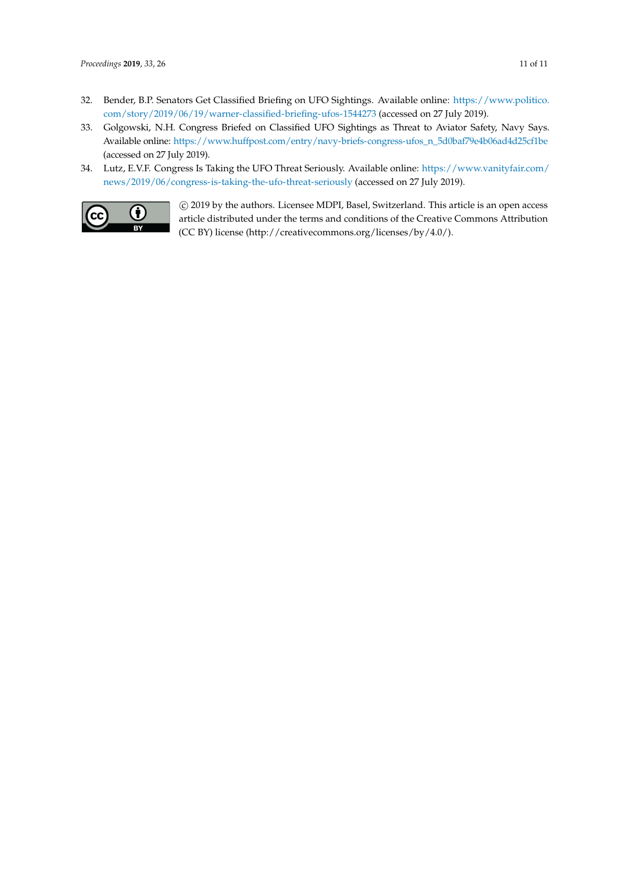32. Bender, B.P. Senators Get Classified Briefing on UFO Sightings. Available online: https://www.politico.com/story/2019/06/19/warner-classified-briefing-ufos-1544273 (accessed on 27 July 2019).
33. Golgowski, N.H. Congress Briefed on Classified UFO Sightings as Threat to Aviator Safety, Navy Says. Available online: https://www.huffpost.com/entry/navy-briefs-congress-ufos_n_5d0baf79e4b06ad4d25cf1be (accessed on 27 July 2019).
34. Lutz, E.V.F. Congress Is Taking the UFO Threat Seriously. Available online: https://www.vanityfair.com/news/2019/06/congress-is-taking-the-ufo-threat-seriously (accessed on 27 July 2019).

© 2019 by the authors. Licensee MDPI, Basel, Switzerland. This article is an open access article distributed under the terms and conditions of the Creative Commons Attribution (CC BY) license (http://creativecommons.org/licenses/by/4.0/).